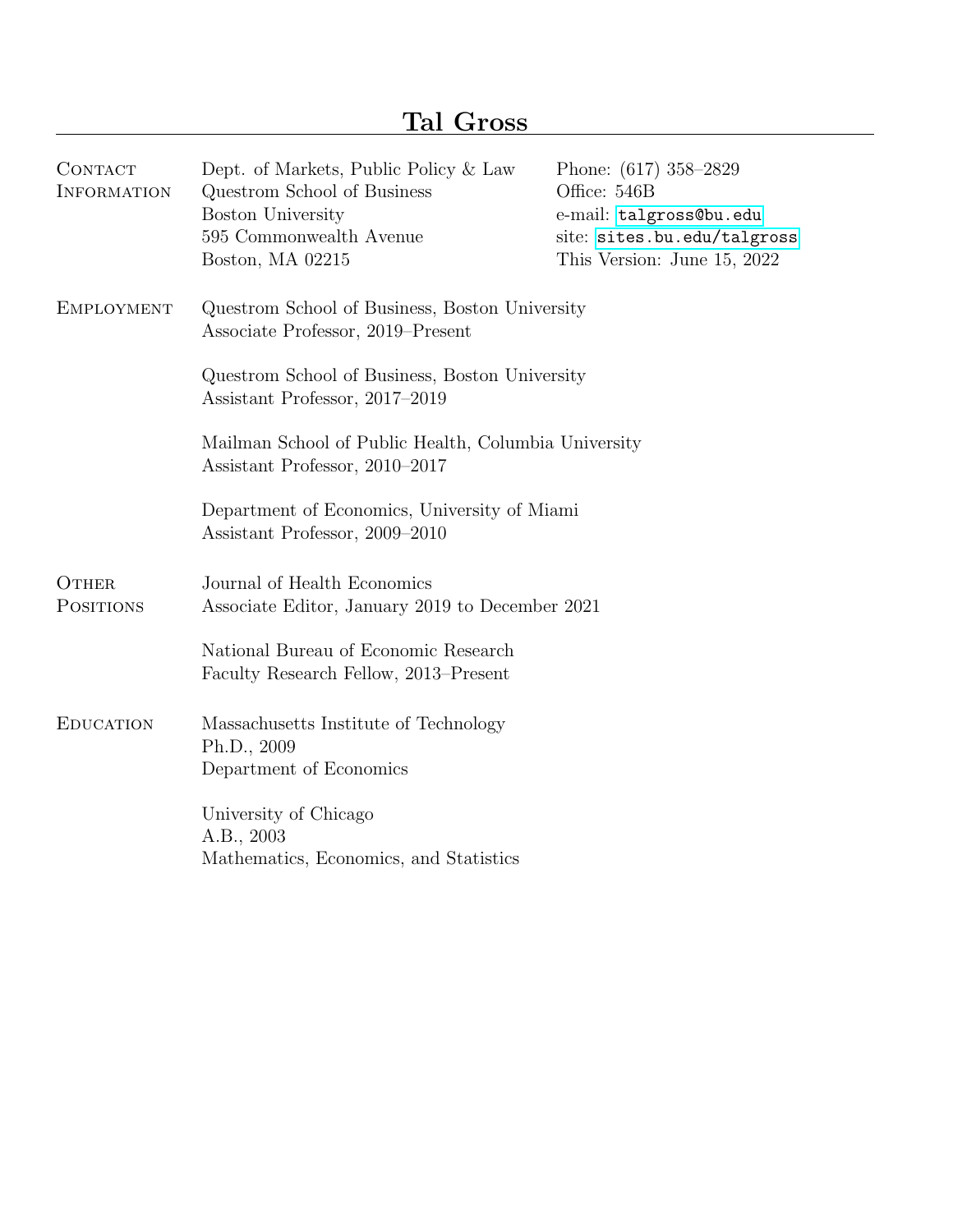# Tal Gross

## Contact Information

Dept. of Markets, Public Policy & Law
Questrom School of Business
Boston University
595 Commonwealth Avenue
Boston, MA 02215

Phone: (617) 358–2829
Office: 546B
e-mail: talgross@bu.edu
site: sites.bu.edu/talgross
This Version: June 15, 2022

## Employment

Questrom School of Business, Boston University
Associate Professor, 2019–Present

Questrom School of Business, Boston University
Assistant Professor, 2017–2019

Mailman School of Public Health, Columbia University
Assistant Professor, 2010–2017

Department of Economics, University of Miami
Assistant Professor, 2009–2010

## Other Positions

Journal of Health Economics
Associate Editor, January 2019 to December 2021

National Bureau of Economic Research
Faculty Research Fellow, 2013–Present

## Education

Massachusetts Institute of Technology
Ph.D., 2009
Department of Economics

University of Chicago
A.B., 2003
Mathematics, Economics, and Statistics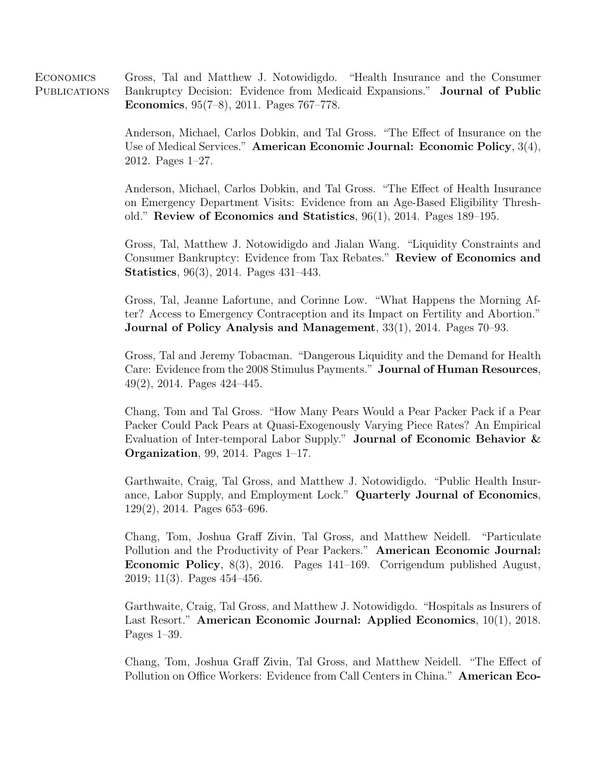## Economics Publications

Gross, Tal and Matthew J. Notowidigdo. "Health Insurance and the Consumer Bankruptcy Decision: Evidence from Medicaid Expansions." **Journal of Public Economics**, 95(7–8), 2011. Pages 767–778.

Anderson, Michael, Carlos Dobkin, and Tal Gross. "The Effect of Insurance on the Use of Medical Services." **American Economic Journal: Economic Policy**, 3(4), 2012. Pages 1–27.

Anderson, Michael, Carlos Dobkin, and Tal Gross. "The Effect of Health Insurance on Emergency Department Visits: Evidence from an Age-Based Eligibility Threshold." **Review of Economics and Statistics**, 96(1), 2014. Pages 189–195.

Gross, Tal, Matthew J. Notowidigdo and Jialan Wang. "Liquidity Constraints and Consumer Bankruptcy: Evidence from Tax Rebates." **Review of Economics and Statistics**, 96(3), 2014. Pages 431–443.

Gross, Tal, Jeanne Lafortune, and Corinne Low. "What Happens the Morning After? Access to Emergency Contraception and its Impact on Fertility and Abortion." **Journal of Policy Analysis and Management**, 33(1), 2014. Pages 70–93.

Gross, Tal and Jeremy Tobacman. "Dangerous Liquidity and the Demand for Health Care: Evidence from the 2008 Stimulus Payments." **Journal of Human Resources**, 49(2), 2014. Pages 424–445.

Chang, Tom and Tal Gross. "How Many Pears Would a Pear Packer Pack if a Pear Packer Could Pack Pears at Quasi-Exogenously Varying Piece Rates? An Empirical Evaluation of Inter-temporal Labor Supply." **Journal of Economic Behavior & Organization**, 99, 2014. Pages 1–17.

Garthwaite, Craig, Tal Gross, and Matthew J. Notowidigdo. "Public Health Insurance, Labor Supply, and Employment Lock." **Quarterly Journal of Economics**, 129(2), 2014. Pages 653–696.

Chang, Tom, Joshua Graff Zivin, Tal Gross, and Matthew Neidell. "Particulate Pollution and the Productivity of Pear Packers." **American Economic Journal: Economic Policy**, 8(3), 2016. Pages 141–169. Corrigendum published August, 2019; 11(3). Pages 454–456.

Garthwaite, Craig, Tal Gross, and Matthew J. Notowidigdo. "Hospitals as Insurers of Last Resort." **American Economic Journal: Applied Economics**, 10(1), 2018. Pages 1–39.

Chang, Tom, Joshua Graff Zivin, Tal Gross, and Matthew Neidell. "The Effect of Pollution on Office Workers: Evidence from Call Centers in China." **American Eco-**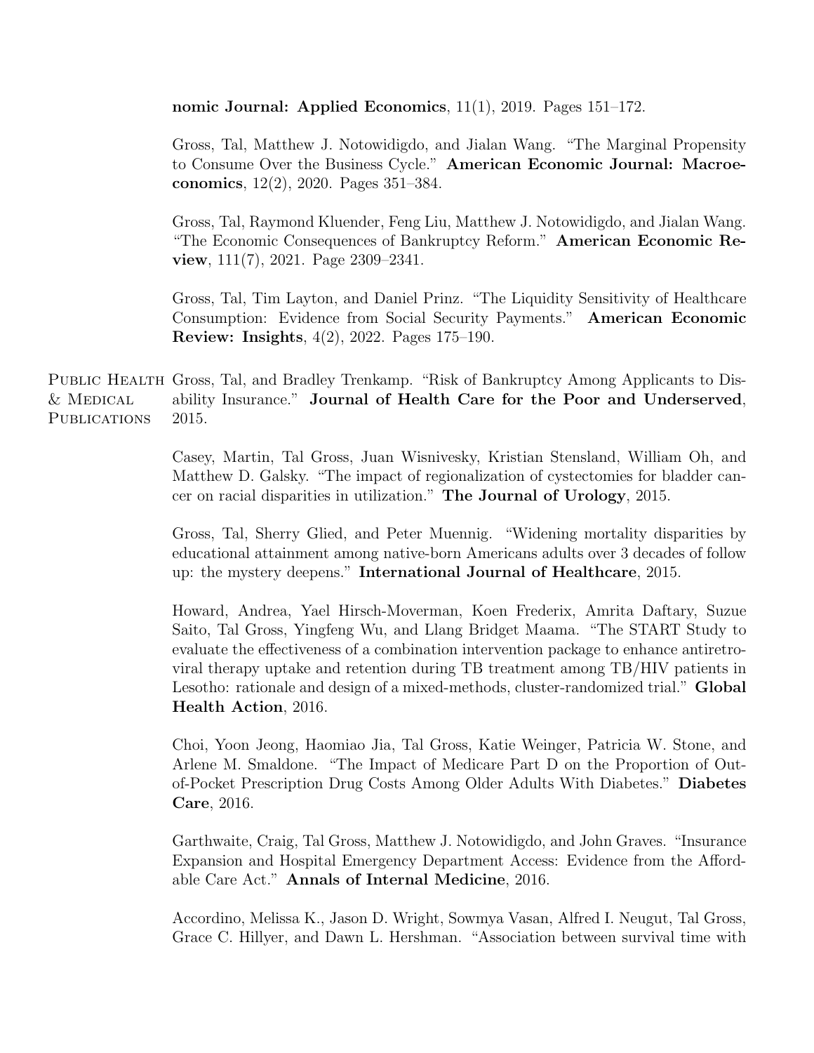**nomic Journal: Applied Economics**, 11(1), 2019. Pages 151–172.

Gross, Tal, Matthew J. Notowidigdo, and Jialan Wang. "The Marginal Propensity to Consume Over the Business Cycle." **American Economic Journal: Macroeconomics**, 12(2), 2020. Pages 351–384.

Gross, Tal, Raymond Kluender, Feng Liu, Matthew J. Notowidigdo, and Jialan Wang. "The Economic Consequences of Bankruptcy Reform." **American Economic Review**, 111(7), 2021. Page 2309–2341.

Gross, Tal, Tim Layton, and Daniel Prinz. "The Liquidity Sensitivity of Healthcare Consumption: Evidence from Social Security Payments." **American Economic Review: Insights**, 4(2), 2022. Pages 175–190.

## Public Health & Medical Publications

Gross, Tal, and Bradley Trenkamp. "Risk of Bankruptcy Among Applicants to Disability Insurance." **Journal of Health Care for the Poor and Underserved**, 2015.

Casey, Martin, Tal Gross, Juan Wisnivesky, Kristian Stensland, William Oh, and Matthew D. Galsky. "The impact of regionalization of cystectomies for bladder cancer on racial disparities in utilization." **The Journal of Urology**, 2015.

Gross, Tal, Sherry Glied, and Peter Muennig. "Widening mortality disparities by educational attainment among native-born Americans adults over 3 decades of follow up: the mystery deepens." **International Journal of Healthcare**, 2015.

Howard, Andrea, Yael Hirsch-Moverman, Koen Frederix, Amrita Daftary, Suzue Saito, Tal Gross, Yingfeng Wu, and Llang Bridget Maama. "The START Study to evaluate the effectiveness of a combination intervention package to enhance antiretroviral therapy uptake and retention during TB treatment among TB/HIV patients in Lesotho: rationale and design of a mixed-methods, cluster-randomized trial." **Global Health Action**, 2016.

Choi, Yoon Jeong, Haomiao Jia, Tal Gross, Katie Weinger, Patricia W. Stone, and Arlene M. Smaldone. "The Impact of Medicare Part D on the Proportion of Out-of-Pocket Prescription Drug Costs Among Older Adults With Diabetes." **Diabetes Care**, 2016.

Garthwaite, Craig, Tal Gross, Matthew J. Notowidigdo, and John Graves. "Insurance Expansion and Hospital Emergency Department Access: Evidence from the Affordable Care Act." **Annals of Internal Medicine**, 2016.

Accordino, Melissa K., Jason D. Wright, Sowmya Vasan, Alfred I. Neugut, Tal Gross, Grace C. Hillyer, and Dawn L. Hershman. "Association between survival time with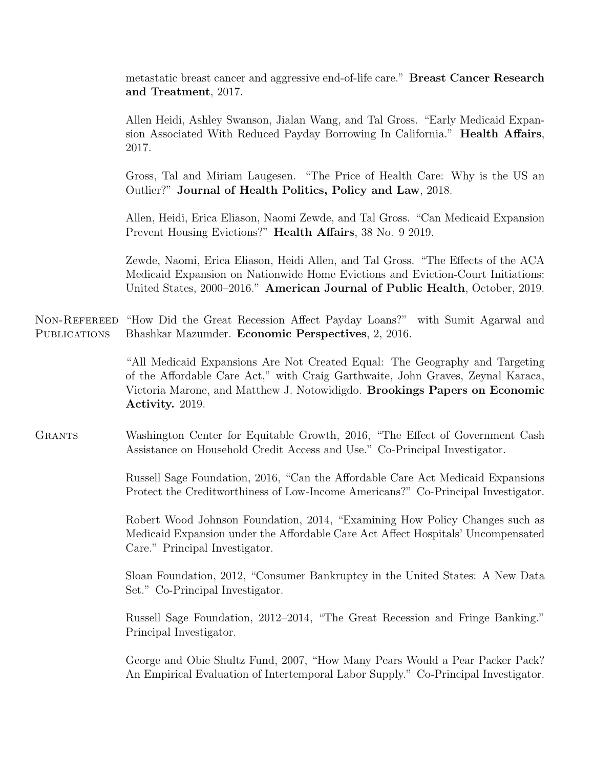metastatic breast cancer and aggressive end-of-life care." **Breast Cancer Research and Treatment**, 2017.

Allen Heidi, Ashley Swanson, Jialan Wang, and Tal Gross. "Early Medicaid Expansion Associated With Reduced Payday Borrowing In California." **Health Affairs**, 2017.

Gross, Tal and Miriam Laugesen. "The Price of Health Care: Why is the US an Outlier?" **Journal of Health Politics, Policy and Law**, 2018.

Allen, Heidi, Erica Eliason, Naomi Zewde, and Tal Gross. "Can Medicaid Expansion Prevent Housing Evictions?" **Health Affairs**, 38 No. 9 2019.

Zewde, Naomi, Erica Eliason, Heidi Allen, and Tal Gross. "The Effects of the ACA Medicaid Expansion on Nationwide Home Evictions and Eviction-Court Initiations: United States, 2000–2016." **American Journal of Public Health**, October, 2019.

## Non-Refereed Publications

"How Did the Great Recession Affect Payday Loans?" with Sumit Agarwal and Bhashkar Mazumder. **Economic Perspectives**, 2, 2016.

"All Medicaid Expansions Are Not Created Equal: The Geography and Targeting of the Affordable Care Act," with Craig Garthwaite, John Graves, Zeynal Karaca, Victoria Marone, and Matthew J. Notowidigdo. **Brookings Papers on Economic Activity.** 2019.

## Grants

Washington Center for Equitable Growth, 2016, "The Effect of Government Cash Assistance on Household Credit Access and Use." Co-Principal Investigator.

Russell Sage Foundation, 2016, "Can the Affordable Care Act Medicaid Expansions Protect the Creditworthiness of Low-Income Americans?" Co-Principal Investigator.

Robert Wood Johnson Foundation, 2014, "Examining How Policy Changes such as Medicaid Expansion under the Affordable Care Act Affect Hospitals' Uncompensated Care." Principal Investigator.

Sloan Foundation, 2012, "Consumer Bankruptcy in the United States: A New Data Set." Co-Principal Investigator.

Russell Sage Foundation, 2012–2014, "The Great Recession and Fringe Banking." Principal Investigator.

George and Obie Shultz Fund, 2007, "How Many Pears Would a Pear Packer Pack? An Empirical Evaluation of Intertemporal Labor Supply." Co-Principal Investigator.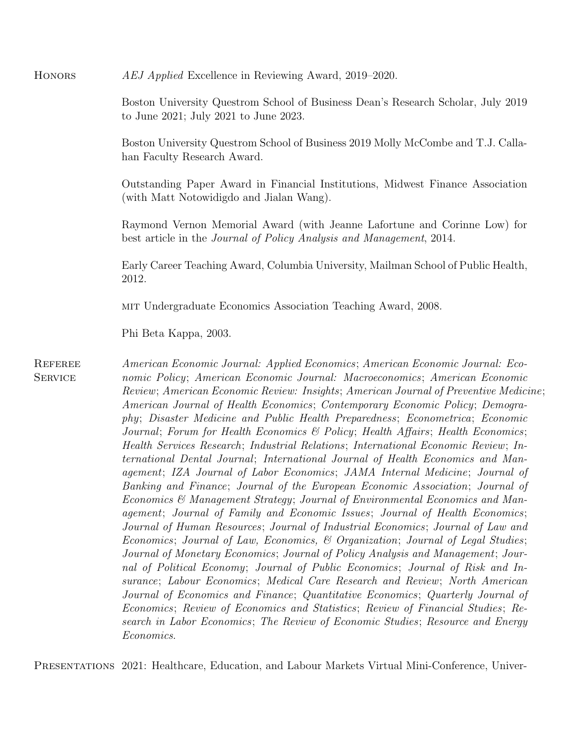## Honors

*AEJ Applied* Excellence in Reviewing Award, 2019–2020.

Boston University Questrom School of Business Dean's Research Scholar, July 2019 to June 2021; July 2021 to June 2023.

Boston University Questrom School of Business 2019 Molly McCombe and T.J. Callahan Faculty Research Award.

Outstanding Paper Award in Financial Institutions, Midwest Finance Association (with Matt Notowidigdo and Jialan Wang).

Raymond Vernon Memorial Award (with Jeanne Lafortune and Corinne Low) for best article in the *Journal of Policy Analysis and Management*, 2014.

Early Career Teaching Award, Columbia University, Mailman School of Public Health, 2012.

MIT Undergraduate Economics Association Teaching Award, 2008.

Phi Beta Kappa, 2003.

## Referee Service

*American Economic Journal: Applied Economics*; *American Economic Journal: Economic Policy*; *American Economic Journal: Macroeconomics*; *American Economic Review*; *American Economic Review: Insights*; *American Journal of Preventive Medicine*; *American Journal of Health Economics*; *Contemporary Economic Policy*; *Demography*; *Disaster Medicine and Public Health Preparedness*; *Econometrica*; *Economic Journal*; *Forum for Health Economics & Policy*; *Health Affairs*; *Health Economics*; *Health Services Research*; *Industrial Relations*; *International Economic Review*; *International Dental Journal*; *International Journal of Health Economics and Management*; *IZA Journal of Labor Economics*; *JAMA Internal Medicine*; *Journal of Banking and Finance*; *Journal of the European Economic Association*; *Journal of Economics & Management Strategy*; *Journal of Environmental Economics and Management*; *Journal of Family and Economic Issues*; *Journal of Health Economics*; *Journal of Human Resources*; *Journal of Industrial Economics*; *Journal of Law and Economics*; *Journal of Law, Economics, & Organization*; *Journal of Legal Studies*; *Journal of Monetary Economics*; *Journal of Policy Analysis and Management*; *Journal of Political Economy*; *Journal of Public Economics*; *Journal of Risk and Insurance*; *Labour Economics*; *Medical Care Research and Review*; *North American Journal of Economics and Finance*; *Quantitative Economics*; *Quarterly Journal of Economics*; *Review of Economics and Statistics*; *Review of Financial Studies*; *Research in Labor Economics*; *The Review of Economic Studies*; *Resource and Energy Economics*.

## Presentations

2021: Healthcare, Education, and Labour Markets Virtual Mini-Conference, Univer-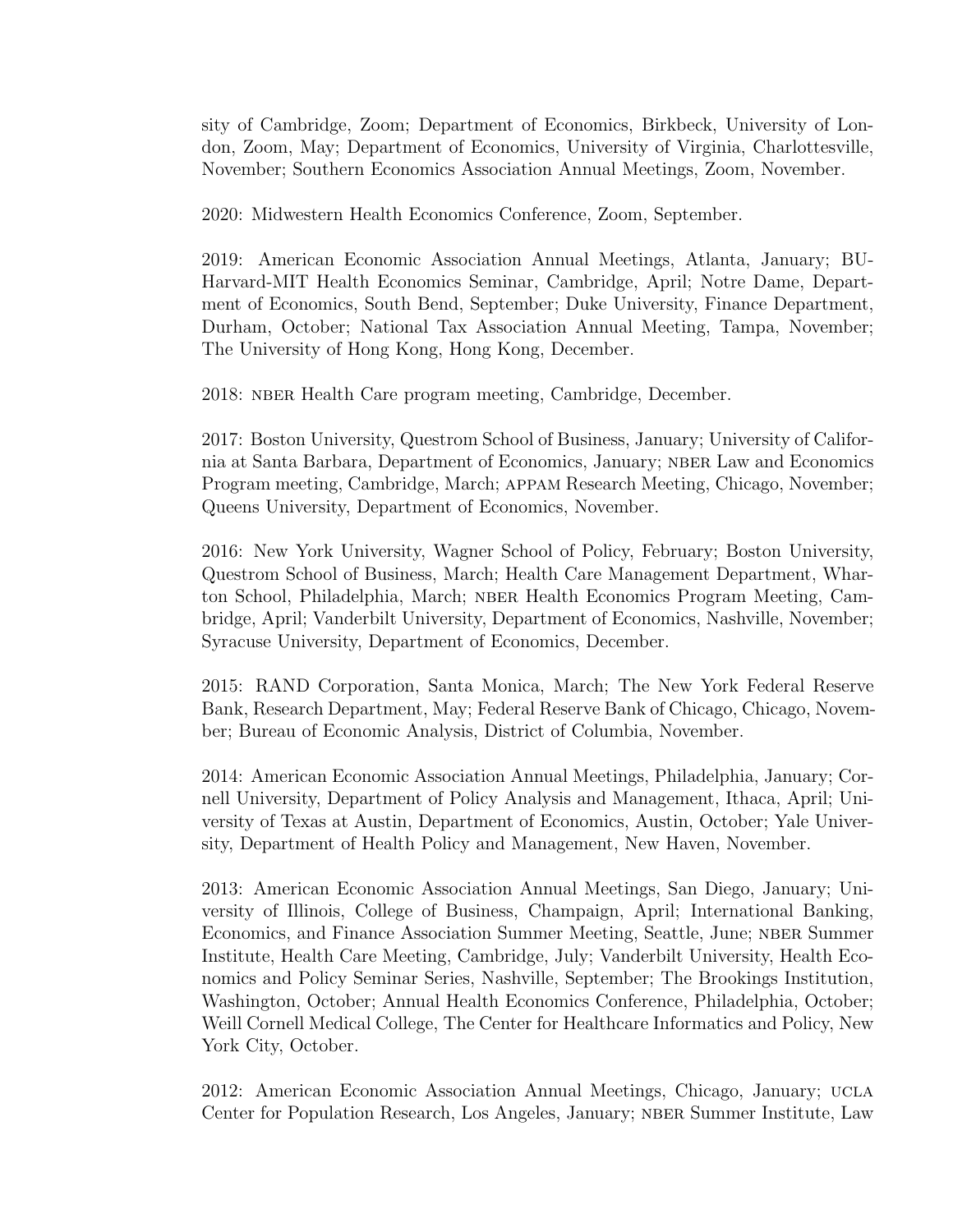sity of Cambridge, Zoom; Department of Economics, Birkbeck, University of London, Zoom, May; Department of Economics, University of Virginia, Charlottesville, November; Southern Economics Association Annual Meetings, Zoom, November.

2020: Midwestern Health Economics Conference, Zoom, September.

2019: American Economic Association Annual Meetings, Atlanta, January; BU-Harvard-MIT Health Economics Seminar, Cambridge, April; Notre Dame, Department of Economics, South Bend, September; Duke University, Finance Department, Durham, October; National Tax Association Annual Meeting, Tampa, November; The University of Hong Kong, Hong Kong, December.

2018: NBER Health Care program meeting, Cambridge, December.

2017: Boston University, Questrom School of Business, January; University of California at Santa Barbara, Department of Economics, January; NBER Law and Economics Program meeting, Cambridge, March; APPAM Research Meeting, Chicago, November; Queens University, Department of Economics, November.

2016: New York University, Wagner School of Policy, February; Boston University, Questrom School of Business, March; Health Care Management Department, Wharton School, Philadelphia, March; NBER Health Economics Program Meeting, Cambridge, April; Vanderbilt University, Department of Economics, Nashville, November; Syracuse University, Department of Economics, December.

2015: RAND Corporation, Santa Monica, March; The New York Federal Reserve Bank, Research Department, May; Federal Reserve Bank of Chicago, Chicago, November; Bureau of Economic Analysis, District of Columbia, November.

2014: American Economic Association Annual Meetings, Philadelphia, January; Cornell University, Department of Policy Analysis and Management, Ithaca, April; University of Texas at Austin, Department of Economics, Austin, October; Yale University, Department of Health Policy and Management, New Haven, November.

2013: American Economic Association Annual Meetings, San Diego, January; University of Illinois, College of Business, Champaign, April; International Banking, Economics, and Finance Association Summer Meeting, Seattle, June; NBER Summer Institute, Health Care Meeting, Cambridge, July; Vanderbilt University, Health Economics and Policy Seminar Series, Nashville, September; The Brookings Institution, Washington, October; Annual Health Economics Conference, Philadelphia, October; Weill Cornell Medical College, The Center for Healthcare Informatics and Policy, New York City, October.

2012: American Economic Association Annual Meetings, Chicago, January; UCLA Center for Population Research, Los Angeles, January; NBER Summer Institute, Law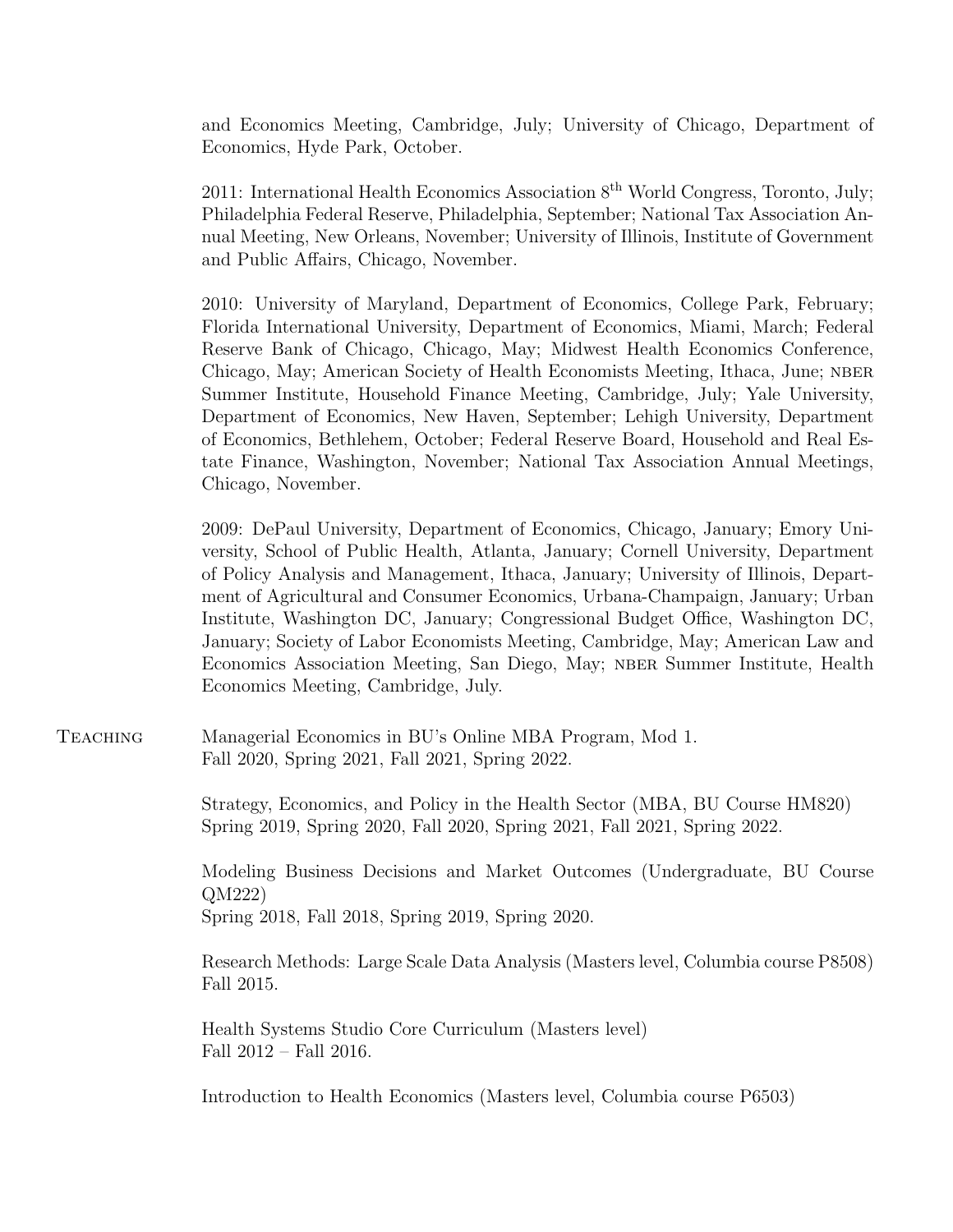and Economics Meeting, Cambridge, July; University of Chicago, Department of Economics, Hyde Park, October.

2011: International Health Economics Association 8th World Congress, Toronto, July; Philadelphia Federal Reserve, Philadelphia, September; National Tax Association Annual Meeting, New Orleans, November; University of Illinois, Institute of Government and Public Affairs, Chicago, November.

2010: University of Maryland, Department of Economics, College Park, February; Florida International University, Department of Economics, Miami, March; Federal Reserve Bank of Chicago, Chicago, May; Midwest Health Economics Conference, Chicago, May; American Society of Health Economists Meeting, Ithaca, June; NBER Summer Institute, Household Finance Meeting, Cambridge, July; Yale University, Department of Economics, New Haven, September; Lehigh University, Department of Economics, Bethlehem, October; Federal Reserve Board, Household and Real Estate Finance, Washington, November; National Tax Association Annual Meetings, Chicago, November.

2009: DePaul University, Department of Economics, Chicago, January; Emory University, School of Public Health, Atlanta, January; Cornell University, Department of Policy Analysis and Management, Ithaca, January; University of Illinois, Department of Agricultural and Consumer Economics, Urbana-Champaign, January; Urban Institute, Washington DC, January; Congressional Budget Office, Washington DC, January; Society of Labor Economists Meeting, Cambridge, May; American Law and Economics Association Meeting, San Diego, May; NBER Summer Institute, Health Economics Meeting, Cambridge, July.

## Teaching

Managerial Economics in BU's Online MBA Program, Mod 1.
Fall 2020, Spring 2021, Fall 2021, Spring 2022.

Strategy, Economics, and Policy in the Health Sector (MBA, BU Course HM820)
Spring 2019, Spring 2020, Fall 2020, Spring 2021, Fall 2021, Spring 2022.

Modeling Business Decisions and Market Outcomes (Undergraduate, BU Course QM222)
Spring 2018, Fall 2018, Spring 2019, Spring 2020.

Research Methods: Large Scale Data Analysis (Masters level, Columbia course P8508)
Fall 2015.

Health Systems Studio Core Curriculum (Masters level)
Fall 2012 – Fall 2016.

Introduction to Health Economics (Masters level, Columbia course P6503)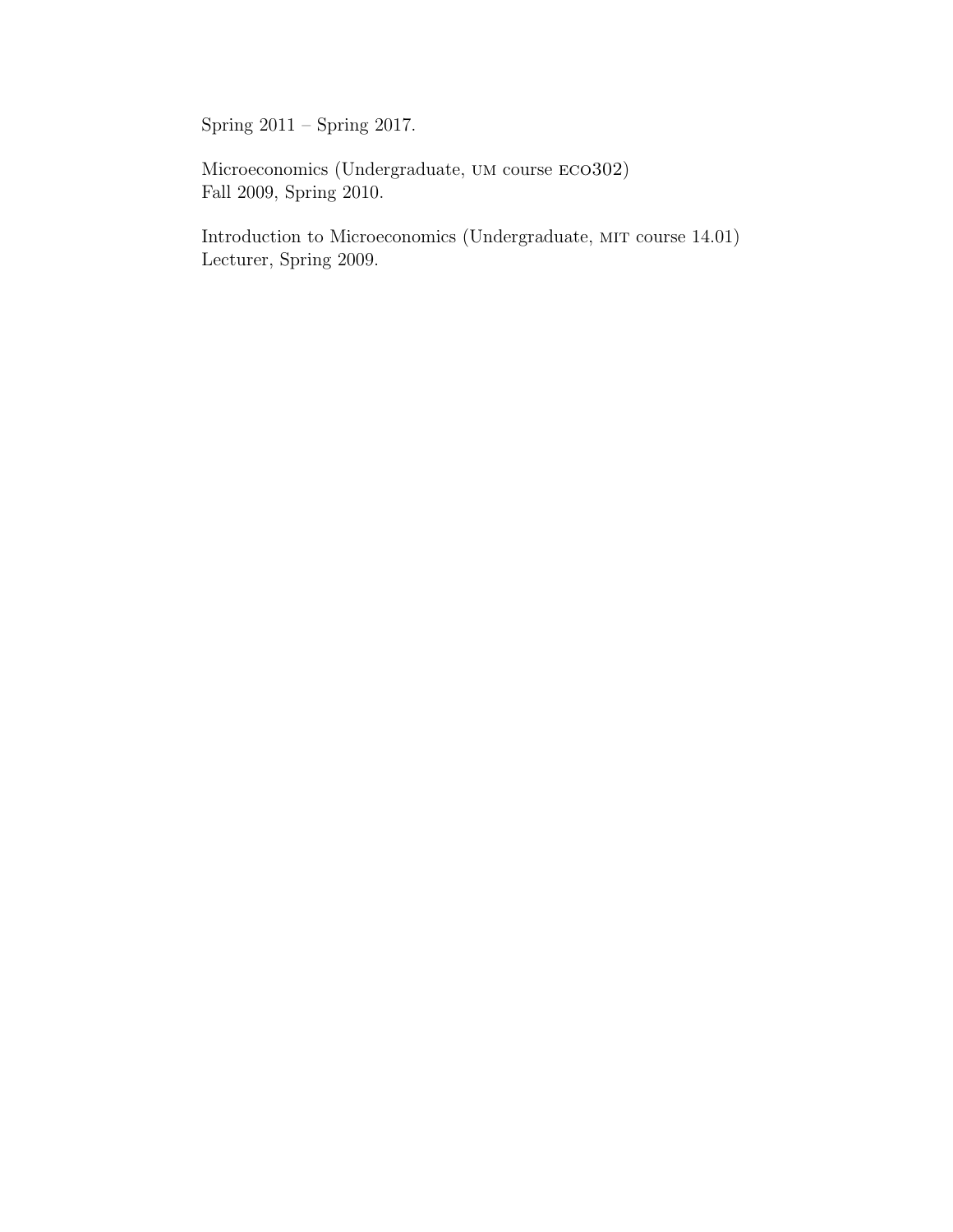Spring 2011 – Spring 2017.

Microeconomics (Undergraduate, UM course ECO302)
Fall 2009, Spring 2010.

Introduction to Microeconomics (Undergraduate, MIT course 14.01)
Lecturer, Spring 2009.